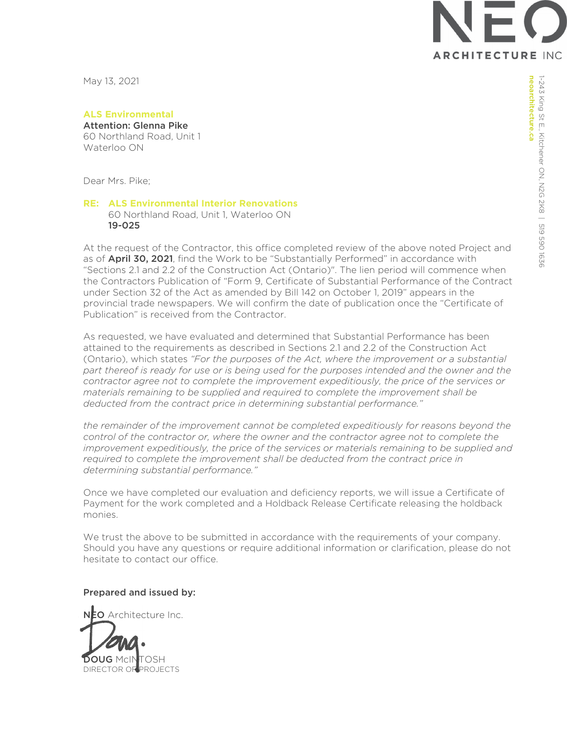NEO ARCHITECTURE INC

1-243 King St E., Kitchener ON, N2G 2K8 | 519 590 1636
neoarchitecture.ca

May 13, 2021

**ALS Environmental**
**Attention: Glenna Pike**
60 Northland Road, Unit 1
Waterloo ON

Dear Mrs. Pike;

**RE: ALS Environmental Interior Renovations**
60 Northland Road, Unit 1, Waterloo ON
**19-025**

At the request of the Contractor, this office completed review of the above noted Project and as of **April 30, 2021**, find the Work to be "Substantially Performed" in accordance with "Sections 2.1 and 2.2 of the Construction Act (Ontario)". The lien period will commence when the Contractors Publication of "Form 9, Certificate of Substantial Performance of the Contract under Section 32 of the Act as amended by Bill 142 on October 1, 2019" appears in the provincial trade newspapers. We will confirm the date of publication once the "Certificate of Publication" is received from the Contractor.

As requested, we have evaluated and determined that Substantial Performance has been attained to the requirements as described in Sections 2.1 and 2.2 of the Construction Act (Ontario), which states *"For the purposes of the Act, where the improvement or a substantial part thereof is ready for use or is being used for the purposes intended and the owner and the contractor agree not to complete the improvement expeditiously, the price of the services or materials remaining to be supplied and required to complete the improvement shall be deducted from the contract price in determining substantial performance."*

*the remainder of the improvement cannot be completed expeditiously for reasons beyond the control of the contractor or, where the owner and the contractor agree not to complete the improvement expeditiously, the price of the services or materials remaining to be supplied and required to complete the improvement shall be deducted from the contract price in determining substantial performance."*

Once we have completed our evaluation and deficiency reports, we will issue a Certificate of Payment for the work completed and a Holdback Release Certificate releasing the holdback monies.

We trust the above to be submitted in accordance with the requirements of your company. Should you have any questions or require additional information or clarification, please do not hesitate to contact our office.

**Prepared and issued by:**

**NEO** Architecture Inc.

Doug.

**DOUG** McINTOSH
DIRECTOR OF PROJECTS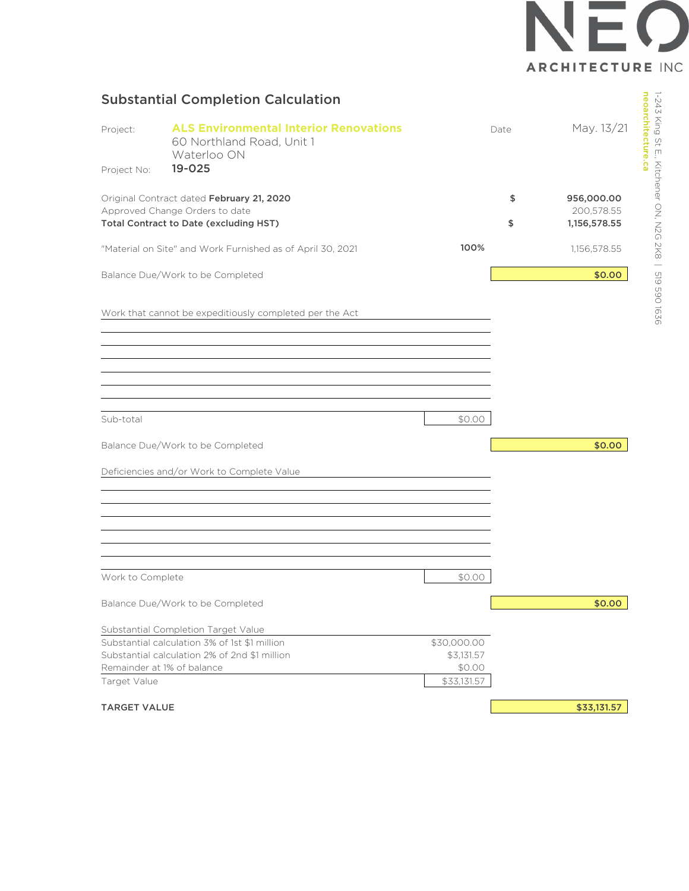NEO ARCHITECTURE INC

1-243 King St E., Kitchener ON, N2G 2K8 | 519 590 1636
neoarchitecture.ca

## Substantial Completion Calculation

| | | | |
|---|---|---|---|
| Project: | **ALS Environmental Interior Renovations**<br>60 Northland Road, Unit 1<br>Waterloo ON | Date | May. 13/21 |
| Project No: | **19-025** | | |

| | | | |
|---|---|---|---|
| Original Contract dated **February 21, 2020** | | $ | **956,000.00** |
| Approved Change Orders to date | | | 200,578.55 |
| **Total Contract to Date (excluding HST)** | | $ | **1,156,578.55** |
| "Material on Site" and Work Furnished as of April 30, 2021 | **100%** | | 1,156,578.55 |
| Balance Due/Work to be Completed | | | **$0.00** |

Work that cannot be expeditiously completed per the Act

| | |
|---|---|
| Sub-total | $0.00 |
| Balance Due/Work to be Completed | **$0.00** |

Deficiencies and/or Work to Complete Value

| | |
|---|---|
| Work to Complete | $0.00 |
| Balance Due/Work to be Completed | **$0.00** |

Substantial Completion Target Value

| | | |
|---|---|---|
| Substantial calculation 3% of 1st $1 million | $30,000.00 | |
| Substantial calculation 2% of 2nd $1 million | $3,131.57 | |
| Remainder at 1% of balance | $0.00 | |
| Target Value | $33,131.57 | |
| **TARGET VALUE** | | **$33,131.57** |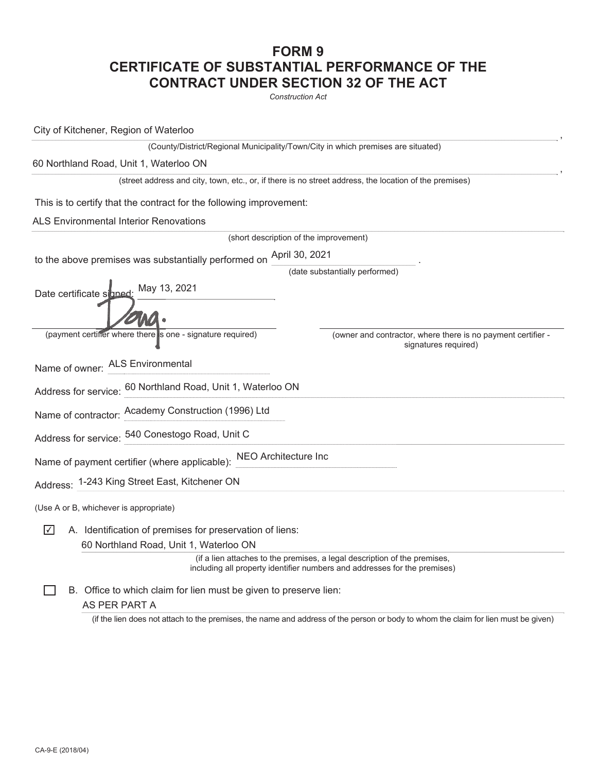# FORM 9
# CERTIFICATE OF SUBSTANTIAL PERFORMANCE OF THE CONTRACT UNDER SECTION 32 OF THE ACT

*Construction Act*

City of Kitchener, Region of Waterloo,
(County/District/Regional Municipality/Town/City in which premises are situated)

60 Northland Road, Unit 1, Waterloo ON,
(street address and city, town, etc., or, if there is no street address, the location of the premises)

This is to certify that the contract for the following improvement:

ALS Environmental Interior Renovations
(short description of the improvement)

to the above premises was substantially performed on April 30, 2021.
(date substantially performed)

Date certificate signed: May 13, 2021

Doug.
(payment certifier where there is one - signature required)

(owner and contractor, where there is no payment certifier - signatures required)

Name of owner: ALS Environmental

Address for service: 60 Northland Road, Unit 1, Waterloo ON

Name of contractor: Academy Construction (1996) Ltd

Address for service: 540 Conestogo Road, Unit C

Name of payment certifier (where applicable): NEO Architecture Inc

Address: 1-243 King Street East, Kitchener ON

(Use A or B, whichever is appropriate)

☑ A. Identification of premises for preservation of liens:
60 Northland Road, Unit 1, Waterloo ON
(if a lien attaches to the premises, a legal description of the premises, including all property identifier numbers and addresses for the premises)

☐ B. Office to which claim for lien must be given to preserve lien:
AS PER PART A
(if the lien does not attach to the premises, the name and address of the person or body to whom the claim for lien must be given)

CA-9-E (2018/04)